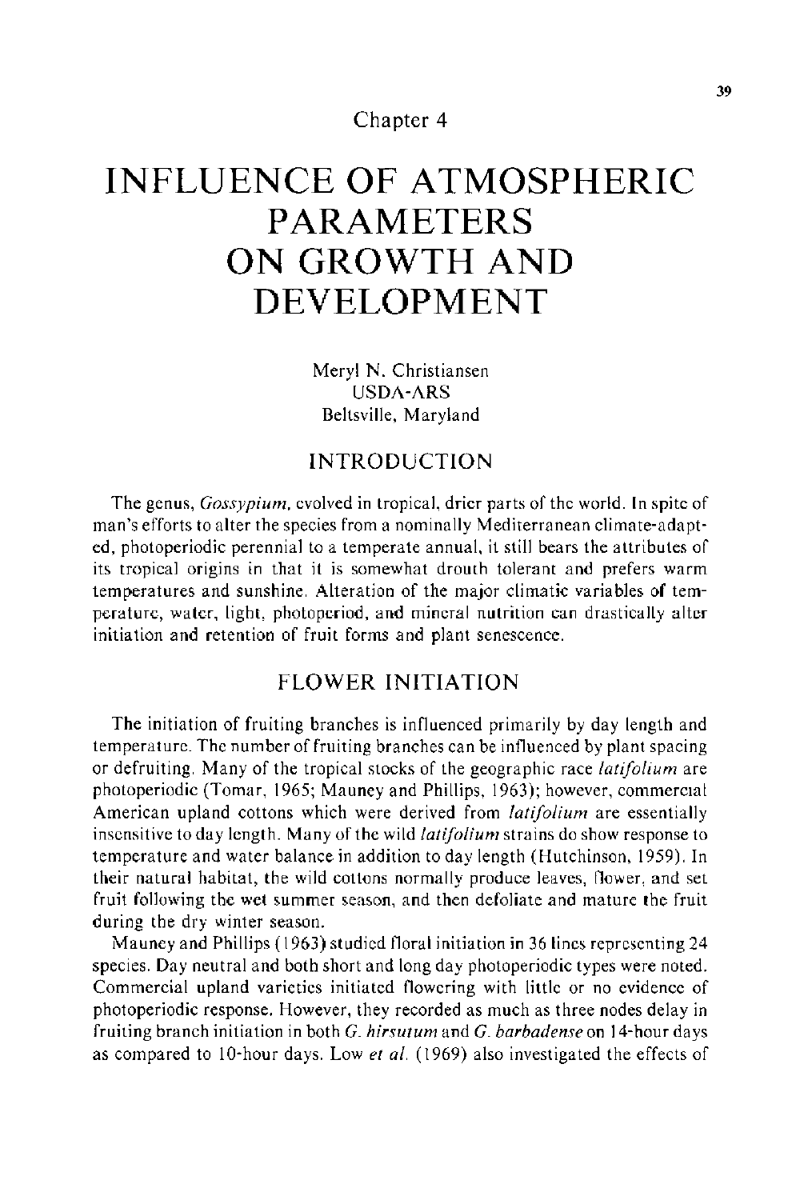Chapter 4

# INFLUENCE OF ATMOSPHERIC PARAMETERS ON GROWTH AND DEVELOPMENT

Meryl N. Christiansen
USDA-ARS
Beltsville, Maryland

## INTRODUCTION

The genus, *Gossypium*, evolved in tropical, drier parts of the world. In spite of man's efforts to alter the species from a nominally Mediterranean climate-adapted, photoperiodic perennial to a temperate annual, it still bears the attributes of its tropical origins in that it is somewhat drouth tolerant and prefers warm temperatures and sunshine. Alteration of the major climatic variables of temperature, water, light, photoperiod, and mineral nutrition can drastically alter initiation and retention of fruit forms and plant senescence.

## FLOWER INITIATION

The initiation of fruiting branches is influenced primarily by day length and temperature. The number of fruiting branches can be influenced by plant spacing or defruiting. Many of the tropical stocks of the geographic race *latifolium* are photoperiodic (Tomar, 1965; Mauney and Phillips, 1963); however, commercial American upland cottons which were derived from *latifolium* are essentially insensitive to day length. Many of the wild *latifolium* strains do show response to temperature and water balance in addition to day length (Hutchinson, 1959). In their natural habitat, the wild cottons normally produce leaves, flower, and set fruit following the wet summer season, and then defoliate and mature the fruit during the dry winter season.

Mauney and Phillips (1963) studied floral initiation in 36 lines representing 24 species. Day neutral and both short and long day photoperiodic types were noted. Commercial upland varieties initiated flowering with little or no evidence of photoperiodic response. However, they recorded as much as three nodes delay in fruiting branch initiation in both *G. hirsutum* and *G. barbadense* on 14-hour days as compared to 10-hour days. Low *et al.* (1969) also investigated the effects of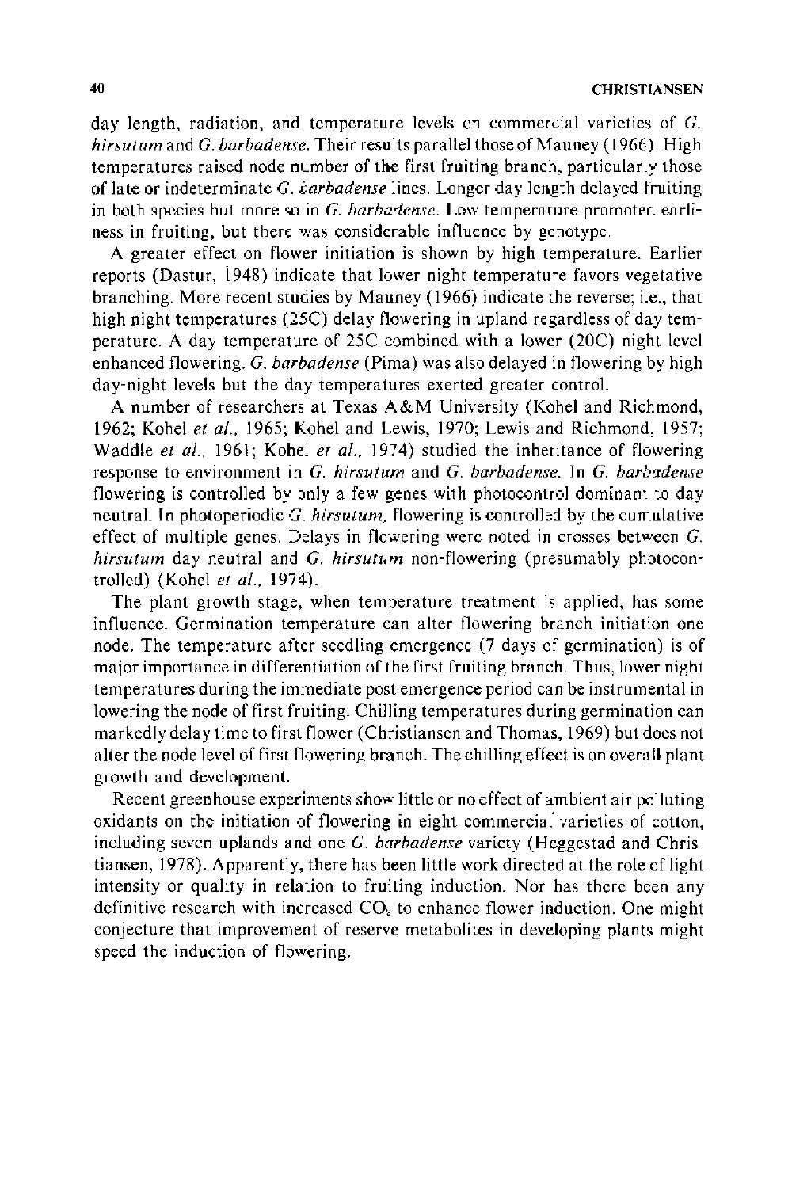day length, radiation, and temperature levels on commercial varieties of *G. hirsutum* and *G. barbadense*. Their results parallel those of Mauney (1966). High temperatures raised node number of the first fruiting branch, particularly those of late or indeterminate *G. barbadense* lines. Longer day length delayed fruiting in both species but more so in *G. barbadense*. Low temperature promoted earliness in fruiting, but there was considerable influence by genotype.

A greater effect on flower initiation is shown by high temperature. Earlier reports (Dastur, 1948) indicate that lower night temperature favors vegetative branching. More recent studies by Mauney (1966) indicate the reverse; i.e., that high night temperatures (25C) delay flowering in upland regardless of day temperature. A day temperature of 25C combined with a lower (20C) night level enhanced flowering. *G. barbadense* (Pima) was also delayed in flowering by high day-night levels but the day temperatures exerted greater control.

A number of researchers at Texas A&M University (Kohel and Richmond, 1962; Kohel *et al.*, 1965; Kohel and Lewis, 1970; Lewis and Richmond, 1957; Waddle *et al.*, 1961; Kohel *et al.*, 1974) studied the inheritance of flowering response to environment in *G. hirsutum* and *G. barbadense*. In *G. barbadense* flowering is controlled by only a few genes with photocontrol dominant to day neutral. In photoperiodic *G. hirsutum*, flowering is controlled by the cumulative effect of multiple genes. Delays in flowering were noted in crosses between *G. hirsutum* day neutral and *G. hirsutum* non-flowering (presumably photocontrolled) (Kohel *et al.*, 1974).

The plant growth stage, when temperature treatment is applied, has some influence. Germination temperature can alter flowering branch initiation one node. The temperature after seedling emergence (7 days of germination) is of major importance in differentiation of the first fruiting branch. Thus, lower night temperatures during the immediate post emergence period can be instrumental in lowering the node of first fruiting. Chilling temperatures during germination can markedly delay time to first flower (Christiansen and Thomas, 1969) but does not alter the node level of first flowering branch. The chilling effect is on overall plant growth and development.

Recent greenhouse experiments show little or no effect of ambient air polluting oxidants on the initiation of flowering in eight commercial varieties of cotton, including seven uplands and one *G. barbadense* variety (Heggestad and Christiansen, 1978). Apparently, there has been little work directed at the role of light intensity or quality in relation to fruiting induction. Nor has there been any definitive research with increased $CO_2$ to enhance flower induction. One might conjecture that improvement of reserve metabolites in developing plants might speed the induction of flowering.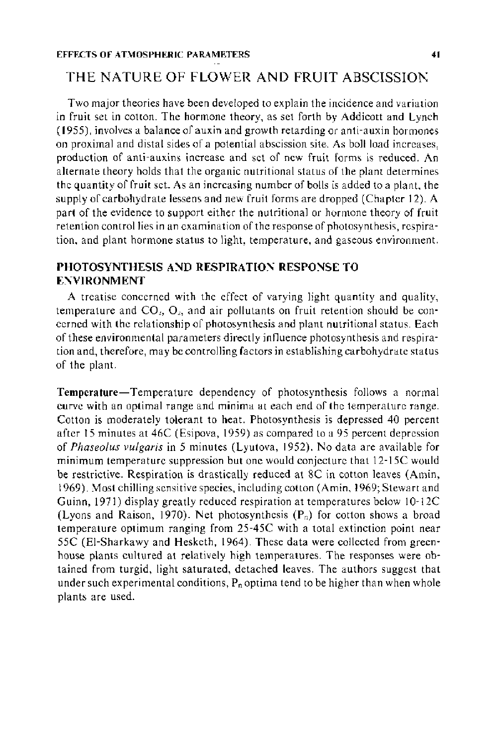## THE NATURE OF FLOWER AND FRUIT ABSCISSION

Two major theories have been developed to explain the incidence and variation in fruit set in cotton. The hormone theory, as set forth by Addicott and Lynch (1955), involves a balance of auxin and growth retarding or anti-auxin hormones on proximal and distal sides of a potential abscission site. As boll load increases, production of anti-auxins increase and set of new fruit forms is reduced. An alternate theory holds that the organic nutritional status of the plant determines the quantity of fruit set. As an increasing number of bolls is added to a plant, the supply of carbohydrate lessens and new fruit forms are dropped (Chapter 12). A part of the evidence to support either the nutritional or hormone theory of fruit retention control lies in an examination of the response of photosynthesis, respiration, and plant hormone status to light, temperature, and gaseous environment.

### PHOTOSYNTHESIS AND RESPIRATION RESPONSE TO ENVIRONMENT

A treatise concerned with the effect of varying light quantity and quality, temperature and $CO_2$, $O_2$, and air pollutants on fruit retention should be concerned with the relationship of photosynthesis and plant nutritional status. Each of these environmental parameters directly influence photosynthesis and respiration and, therefore, may be controlling factors in establishing carbohydrate status of the plant.

**Temperature**—Temperature dependency of photosynthesis follows a normal curve with an optimal range and minima at each end of the temperature range. Cotton is moderately tolerant to heat. Photosynthesis is depressed 40 percent after 15 minutes at 46C (Esipova, 1959) as compared to a 95 percent depression of *Phaseolus vulgaris* in 5 minutes (Lyutova, 1952). No data are available for minimum temperature suppression but one would conjecture that 12-15C would be restrictive. Respiration is drastically reduced at 8C in cotton leaves (Amin, 1969). Most chilling sensitive species, including cotton (Amin, 1969; Stewart and Guinn, 1971) display greatly reduced respiration at temperatures below 10-12C (Lyons and Raison, 1970). Net photosynthesis ($P_n$) for cotton shows a broad temperature optimum ranging from 25-45C with a total extinction point near 55C (El-Sharkawy and Hesketh, 1964). These data were collected from greenhouse plants cultured at relatively high temperatures. The responses were obtained from turgid, light saturated, detached leaves. The authors suggest that under such experimental conditions, $P_n$ optima tend to be higher than when whole plants are used.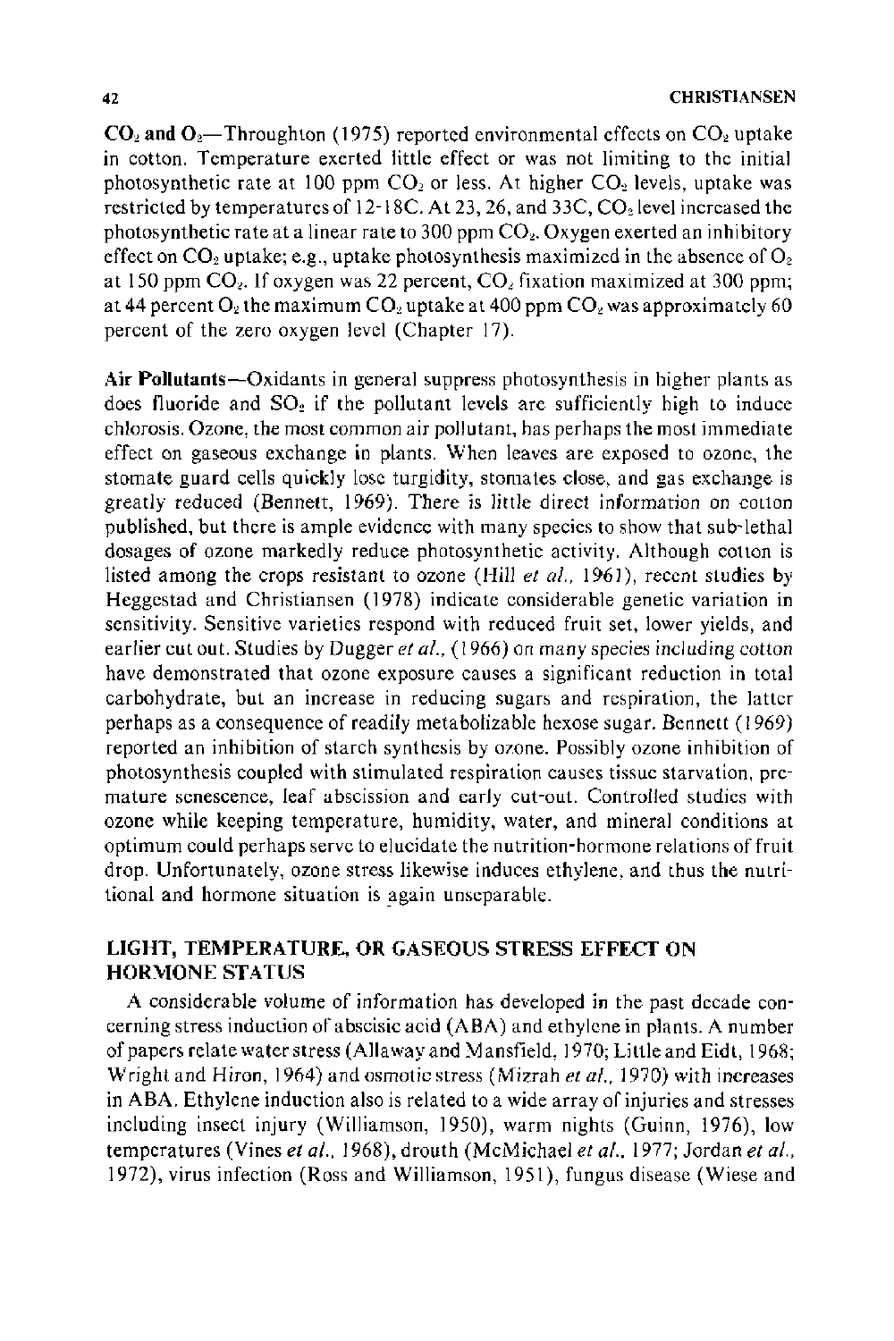**$CO_2$ and $O_2$**—Throughton (1975) reported environmental effects on $CO_2$ uptake in cotton. Temperature exerted little effect or was not limiting to the initial photosynthetic rate at 100 ppm $CO_2$ or less. At higher $CO_2$ levels, uptake was restricted by temperatures of 12-18C. At 23, 26, and 33C, $CO_2$ level increased the photosynthetic rate at a linear rate to 300 ppm $CO_2$. Oxygen exerted an inhibitory effect on $CO_2$ uptake; e.g., uptake photosynthesis maximized in the absence of $O_2$ at 150 ppm $CO_2$. If oxygen was 22 percent, $CO_2$ fixation maximized at 300 ppm; at 44 percent $O_2$ the maximum $CO_2$ uptake at 400 ppm $CO_2$ was approximately 60 percent of the zero oxygen level (Chapter 17).

**Air Pollutants**—Oxidants in general suppress photosynthesis in higher plants as does fluoride and $SO_2$ if the pollutant levels are sufficiently high to induce chlorosis. Ozone, the most common air pollutant, has perhaps the most immediate effect on gaseous exchange in plants. When leaves are exposed to ozone, the stomate guard cells quickly lose turgidity, stomates close, and gas exchange is greatly reduced (Bennett, 1969). There is little direct information on cotton published, but there is ample evidence with many species to show that sub-lethal dosages of ozone markedly reduce photosynthetic activity. Although cotton is listed among the crops resistant to ozone (Hill *et al.*, 1961), recent studies by Heggestad and Christiansen (1978) indicate considerable genetic variation in sensitivity. Sensitive varieties respond with reduced fruit set, lower yields, and earlier cut out. Studies by Dugger *et al.*, (1966) on many species including cotton have demonstrated that ozone exposure causes a significant reduction in total carbohydrate, but an increase in reducing sugars and respiration, the latter perhaps as a consequence of readily metabolizable hexose sugar. Bennett (1969) reported an inhibition of starch synthesis by ozone. Possibly ozone inhibition of photosynthesis coupled with stimulated respiration causes tissue starvation, premature senescence, leaf abscission and early cut-out. Controlled studies with ozone while keeping temperature, humidity, water, and mineral conditions at optimum could perhaps serve to elucidate the nutrition-hormone relations of fruit drop. Unfortunately, ozone stress likewise induces ethylene, and thus the nutritional and hormone situation is again unseparable.

## LIGHT, TEMPERATURE, OR GASEOUS STRESS EFFECT ON HORMONE STATUS

A considerable volume of information has developed in the past decade concerning stress induction of abscisic acid (ABA) and ethylene in plants. A number of papers relate water stress (Allaway and Mansfield, 1970; Little and Eidt, 1968; Wright and Hiron, 1964) and osmotic stress (Mizrah *et al.*, 1970) with increases in ABA. Ethylene induction also is related to a wide array of injuries and stresses including insect injury (Williamson, 1950), warm nights (Guinn, 1976), low temperatures (Vines *et al.*, 1968), drouth (McMichael *et al.* 1977; Jordan *et al.*, 1972), virus infection (Ross and Williamson, 1951), fungus disease (Wiese and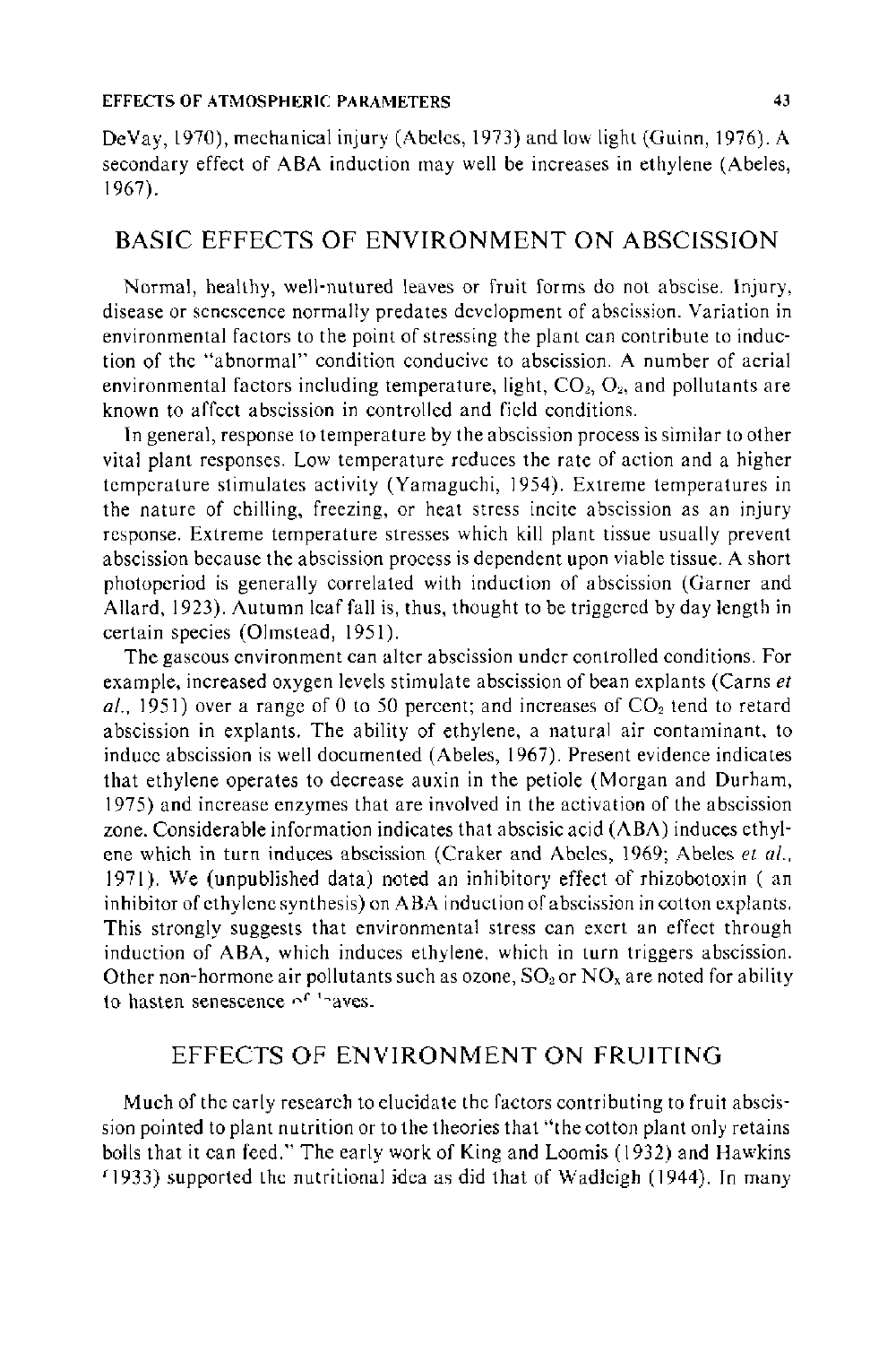DeVay, 1970), mechanical injury (Abeles, 1973) and low light (Guinn, 1976). A secondary effect of ABA induction may well be increases in ethylene (Abeles, 1967).

## BASIC EFFECTS OF ENVIRONMENT ON ABSCISSION

Normal, healthy, well-nutured leaves or fruit forms do not abscise. Injury, disease or senescence normally predates development of abscission. Variation in environmental factors to the point of stressing the plant can contribute to induction of the "abnormal" condition conducive to abscission. A number of aerial environmental factors including temperature, light, $CO_2$, $O_2$, and pollutants are known to affect abscission in controlled and field conditions.

In general, response to temperature by the abscission process is similar to other vital plant responses. Low temperature reduces the rate of action and a higher temperature stimulates activity (Yamaguchi, 1954). Extreme temperatures in the nature of chilling, freezing, or heat stress incite abscission as an injury response. Extreme temperature stresses which kill plant tissue usually prevent abscission because the abscission process is dependent upon viable tissue. A short photoperiod is generally correlated with induction of abscission (Garner and Allard, 1923). Autumn leaf fall is, thus, thought to be triggered by day length in certain species (Olmstead, 1951).

The gaseous environment can alter abscission under controlled conditions. For example, increased oxygen levels stimulate abscission of bean explants (Carns *et al.*, 1951) over a range of 0 to 50 percent; and increases of $CO_2$ tend to retard abscission in explants. The ability of ethylene, a natural air contaminant, to induce abscission is well documented (Abeles, 1967). Present evidence indicates that ethylene operates to decrease auxin in the petiole (Morgan and Durham, 1975) and increase enzymes that are involved in the activation of the abscission zone. Considerable information indicates that abscisic acid (ABA) induces ethylene which in turn induces abscission (Craker and Abeles, 1969; Abeles *et al.*, 1971). We (unpublished data) noted an inhibitory effect of rhizobotoxin ( an inhibitor of ethylene synthesis) on ABA induction of abscission in cotton explants. This strongly suggests that environmental stress can exert an effect through induction of ABA, which induces ethylene, which in turn triggers abscission. Other non-hormone air pollutants such as ozone, $SO_2$ or $NO_x$ are noted for ability to hasten senescence of leaves.

## EFFECTS OF ENVIRONMENT ON FRUITING

Much of the early research to elucidate the factors contributing to fruit abscission pointed to plant nutrition or to the theories that "the cotton plant only retains bolls that it can feed." The early work of King and Loomis (1932) and Hawkins (1933) supported the nutritional idea as did that of Wadleigh (1944). In many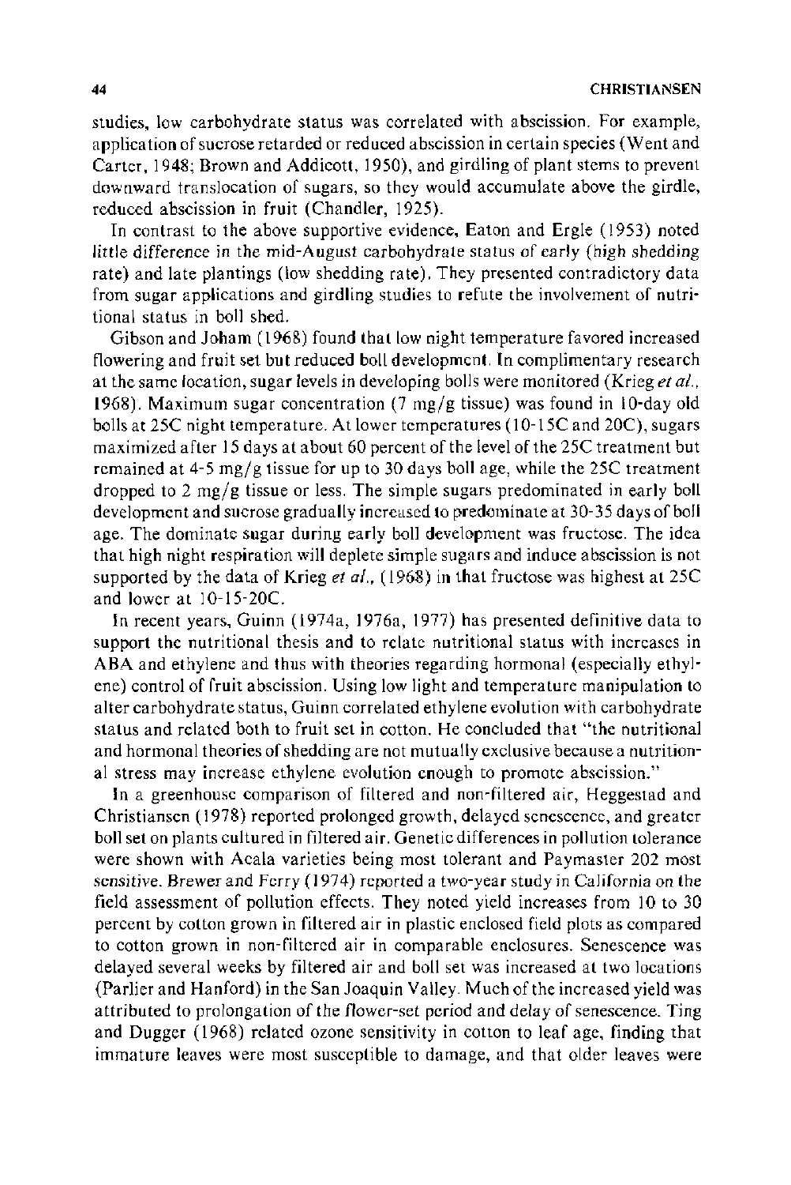studies, low carbohydrate status was correlated with abscission. For example, application of sucrose retarded or reduced abscission in certain species (Went and Carter, 1948; Brown and Addicott, 1950), and girdling of plant stems to prevent downward translocation of sugars, so they would accumulate above the girdle, reduced abscission in fruit (Chandler, 1925).

In contrast to the above supportive evidence, Eaton and Ergle (1953) noted little difference in the mid-August carbohydrate status of early (high shedding rate) and late plantings (low shedding rate). They presented contradictory data from sugar applications and girdling studies to refute the involvement of nutritional status in boll shed.

Gibson and Joham (1968) found that low night temperature favored increased flowering and fruit set but reduced boll development. In complimentary research at the same location, sugar levels in developing bolls were monitored (Krieg *et al.*, 1968). Maximum sugar concentration (7 mg/g tissue) was found in 10-day old bolls at 25C night temperature. At lower temperatures (10-15C and 20C), sugars maximized after 15 days at about 60 percent of the level of the 25C treatment but remained at 4-5 mg/g tissue for up to 30 days boll age, while the 25C treatment dropped to 2 mg/g tissue or less. The simple sugars predominated in early boll development and sucrose gradually increased to predominate at 30-35 days of boll age. The dominate sugar during early boll development was fructose. The idea that high night respiration will deplete simple sugars and induce abscission is not supported by the data of Krieg *et al.*, (1968) in that fructose was highest at 25C and lower at 10-15-20C.

In recent years, Guinn (1974a, 1976a, 1977) has presented definitive data to support the nutritional thesis and to relate nutritional status with increases in ABA and ethylene and thus with theories regarding hormonal (especially ethylene) control of fruit abscission. Using low light and temperature manipulation to alter carbohydrate status, Guinn correlated ethylene evolution with carbohydrate status and related both to fruit set in cotton. He concluded that "the nutritional and hormonal theories of shedding are not mutually exclusive because a nutritional stress may increase ethylene evolution enough to promote abscission."

In a greenhouse comparison of filtered and non-filtered air, Heggestad and Christiansen (1978) reported prolonged growth, delayed senescence, and greater boll set on plants cultured in filtered air. Genetic differences in pollution tolerance were shown with Acala varieties being most tolerant and Paymaster 202 most sensitive. Brewer and Ferry (1974) reported a two-year study in California on the field assessment of pollution effects. They noted yield increases from 10 to 30 percent by cotton grown in filtered air in plastic enclosed field plots as compared to cotton grown in non-filtered air in comparable enclosures. Senescence was delayed several weeks by filtered air and boll set was increased at two locations (Parlier and Hanford) in the San Joaquin Valley. Much of the increased yield was attributed to prolongation of the flower-set period and delay of senescence. Ting and Dugger (1968) related ozone sensitivity in cotton to leaf age, finding that immature leaves were most susceptible to damage, and that older leaves were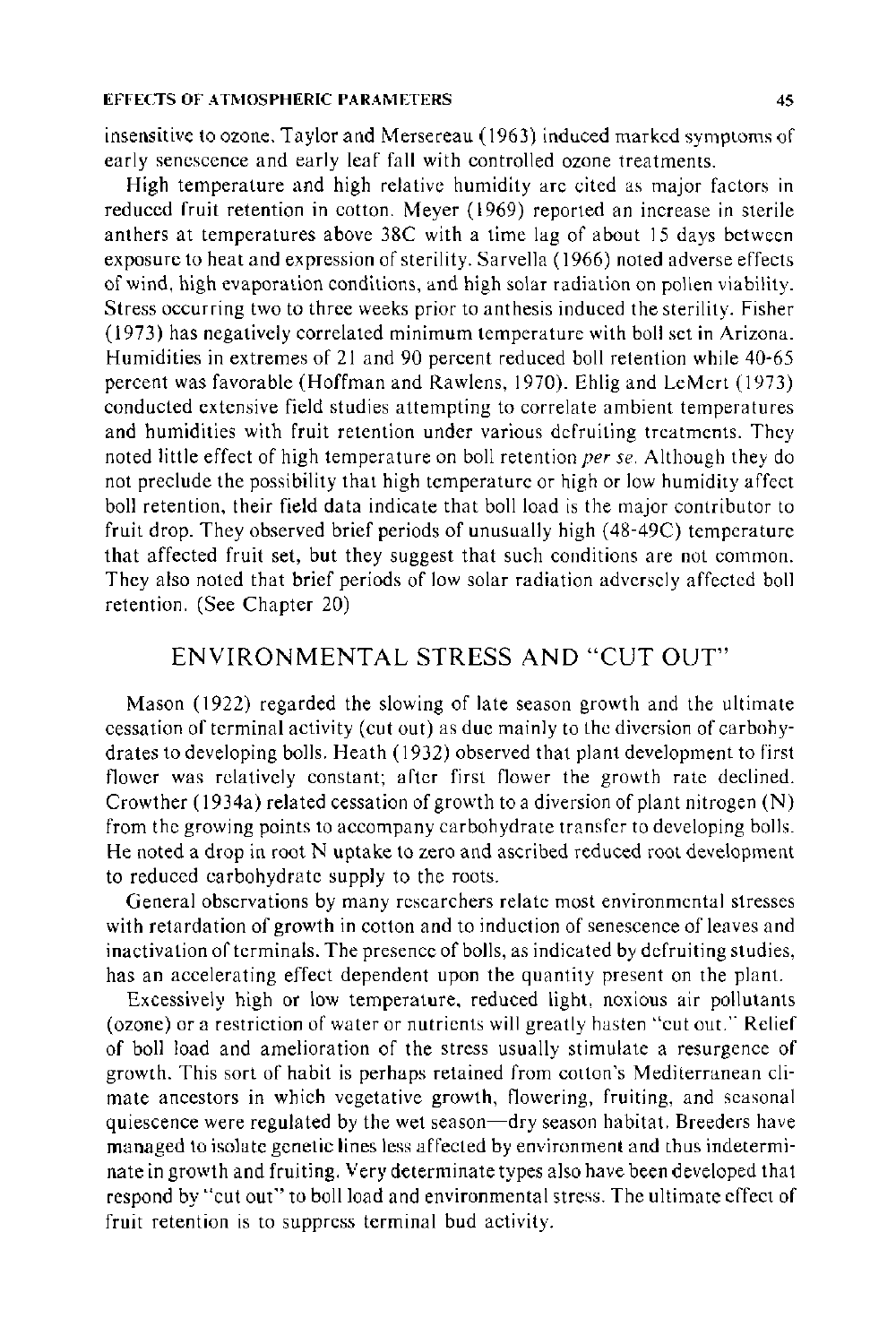insensitive to ozone. Taylor and Mersereau (1963) induced marked symptoms of early senescence and early leaf fall with controlled ozone treatments.

High temperature and high relative humidity are cited as major factors in reduced fruit retention in cotton. Meyer (1969) reported an increase in sterile anthers at temperatures above 38C with a time lag of about 15 days between exposure to heat and expression of sterility. Sarvella (1966) noted adverse effects of wind, high evaporation conditions, and high solar radiation on pollen viability. Stress occurring two to three weeks prior to anthesis induced the sterility. Fisher (1973) has negatively correlated minimum temperature with boll set in Arizona. Humidities in extremes of 21 and 90 percent reduced boll retention while 40-65 percent was favorable (Hoffman and Rawlens, 1970). Ehlig and LeMert (1973) conducted extensive field studies attempting to correlate ambient temperatures and humidities with fruit retention under various defruiting treatments. They noted little effect of high temperature on boll retention *per se*. Although they do not preclude the possibility that high temperature or high or low humidity affect boll retention, their field data indicate that boll load is the major contributor to fruit drop. They observed brief periods of unusually high (48-49C) temperature that affected fruit set, but they suggest that such conditions are not common. They also noted that brief periods of low solar radiation adversely affected boll retention. (See Chapter 20)

## ENVIRONMENTAL STRESS AND "CUT OUT"

Mason (1922) regarded the slowing of late season growth and the ultimate cessation of terminal activity (cut out) as due mainly to the diversion of carbohydrates to developing bolls. Heath (1932) observed that plant development to first flower was relatively constant; after first flower the growth rate declined. Crowther (1934a) related cessation of growth to a diversion of plant nitrogen (N) from the growing points to accompany carbohydrate transfer to developing bolls. He noted a drop in root N uptake to zero and ascribed reduced root development to reduced carbohydrate supply to the roots.

General observations by many researchers relate most environmental stresses with retardation of growth in cotton and to induction of senescence of leaves and inactivation of terminals. The presence of bolls, as indicated by defruiting studies, has an accelerating effect dependent upon the quantity present on the plant.

Excessively high or low temperature, reduced light, noxious air pollutants (ozone) or a restriction of water or nutrients will greatly hasten "cut out." Relief of boll load and amelioration of the stress usually stimulate a resurgence of growth. This sort of habit is perhaps retained from cotton's Mediterranean climate ancestors in which vegetative growth, flowering, fruiting, and seasonal quiescence were regulated by the wet season—dry season habitat. Breeders have managed to isolate genetic lines less affected by environment and thus indeterminate in growth and fruiting. Very determinate types also have been developed that respond by "cut out" to boll load and environmental stress. The ultimate effect of fruit retention is to suppress terminal bud activity.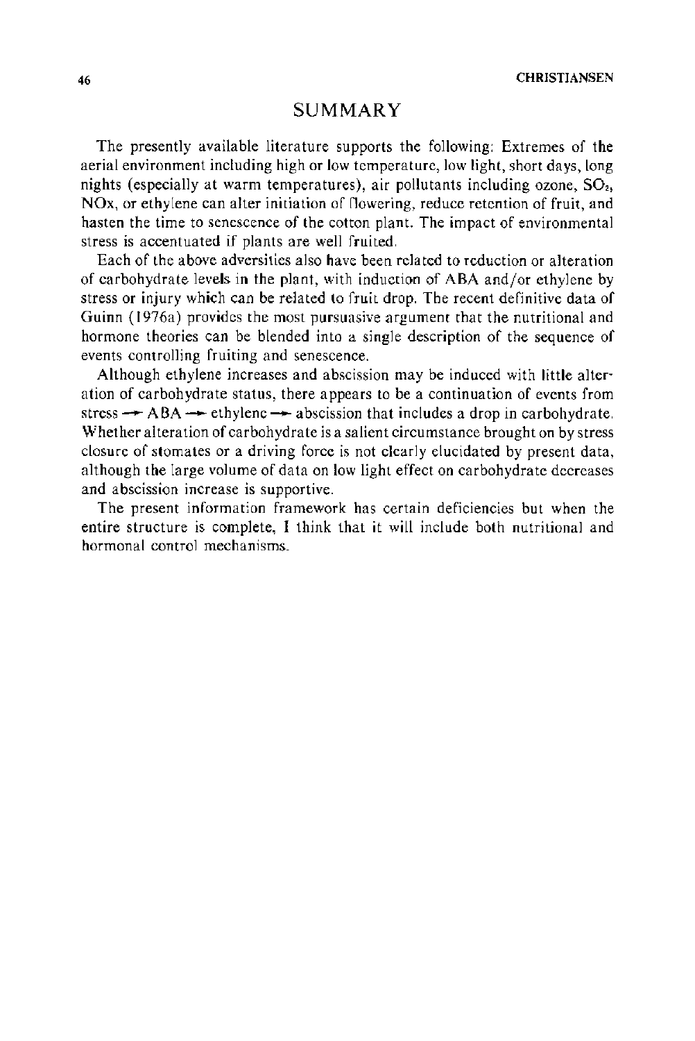## SUMMARY

The presently available literature supports the following: Extremes of the aerial environment including high or low temperature, low light, short days, long nights (especially at warm temperatures), air pollutants including ozone, $SO_2$, NOx, or ethylene can alter initiation of flowering, reduce retention of fruit, and hasten the time to senescence of the cotton plant. The impact of environmental stress is accentuated if plants are well fruited.

Each of the above adversities also have been related to reduction or alteration of carbohydrate levels in the plant, with induction of ABA and/or ethylene by stress or injury which can be related to fruit drop. The recent definitive data of Guinn (1976a) provides the most pursuasive argument that the nutritional and hormone theories can be blended into a single description of the sequence of events controlling fruiting and senescence.

Although ethylene increases and abscission may be induced with little alteration of carbohydrate status, there appears to be a continuation of events from stress → ABA → ethylene → abscission that includes a drop in carbohydrate. Whether alteration of carbohydrate is a salient circumstance brought on by stress closure of stomates or a driving force is not clearly elucidated by present data, although the large volume of data on low light effect on carbohydrate decreases and abscission increase is supportive.

The present information framework has certain deficiencies but when the entire structure is complete, I think that it will include both nutritional and hormonal control mechanisms.